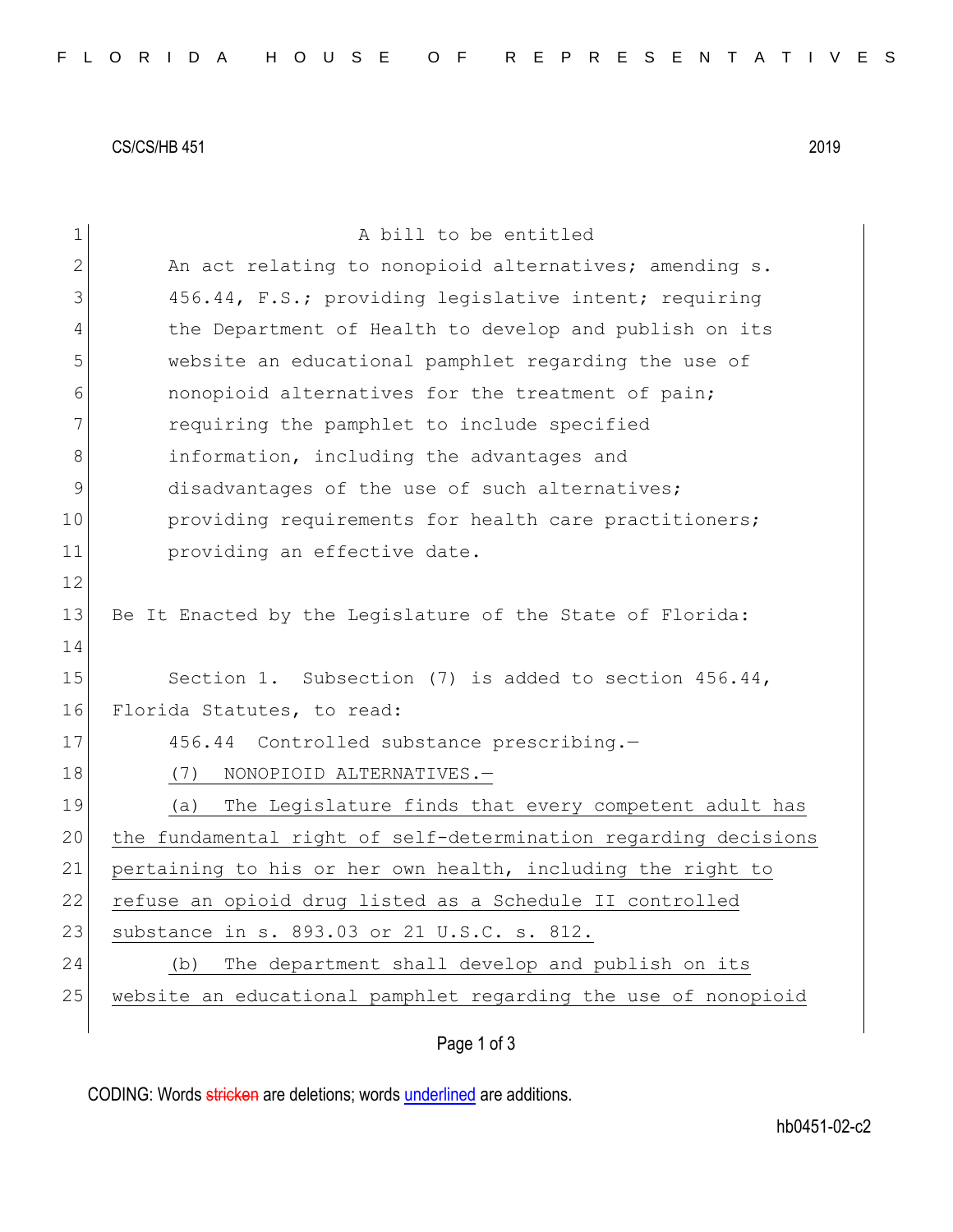CS/CS/HB 451 2019

A bill to be entitled

An act relating to nonopioid alternatives; amending s. 456.44, F.S.; providing legislative intent; requiring the Department of Health to develop and publish on its website an educational pamphlet regarding the use of nonopioid alternatives for the treatment of pain; requiring the pamphlet to include specified information, including the advantages and disadvantages of the use of such alternatives; providing requirements for health care practitioners; providing an effective date.

Be It Enacted by the Legislature of the State of Florida:

Section 1. Subsection (7) is added to section 456.44, Florida Statutes, to read:

456.44 Controlled substance prescribing.—

(7) NONOPIOID ALTERNATIVES.—

(a) The Legislature finds that every competent adult has the fundamental right of self-determination regarding decisions pertaining to his or her own health, including the right to refuse an opioid drug listed as a Schedule II controlled substance in s. 893.03 or 21 U.S.C. s. 812.

(b) The department shall develop and publish on its website an educational pamphlet regarding the use of nonopioid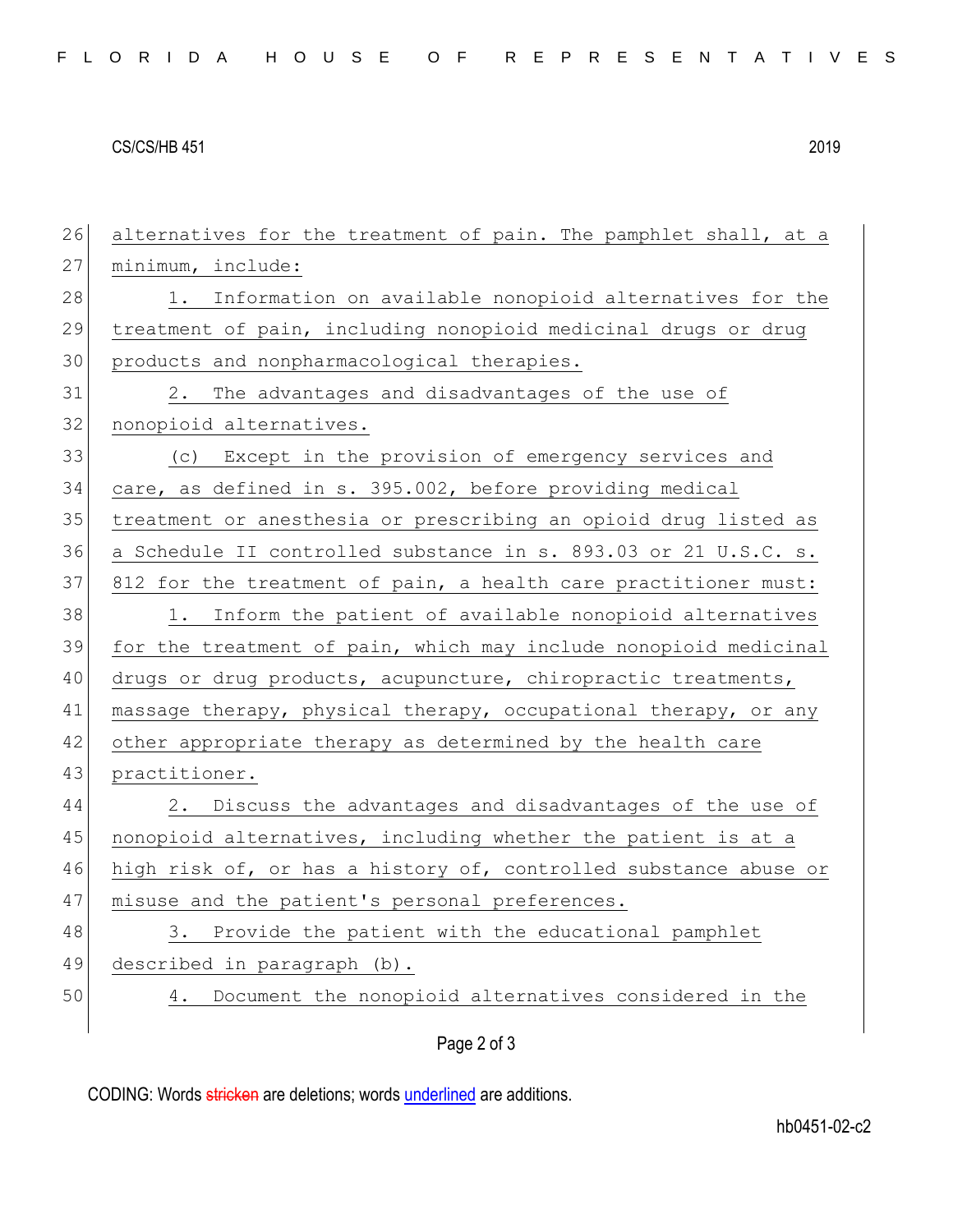alternatives for the treatment of pain. The pamphlet shall, at a minimum, include:

1. Information on available nonopioid alternatives for the treatment of pain, including nonopioid medicinal drugs or drug products and nonpharmacological therapies.

2. The advantages and disadvantages of the use of nonopioid alternatives.

(c) Except in the provision of emergency services and care, as defined in s. 395.002, before providing medical treatment or anesthesia or prescribing an opioid drug listed as a Schedule II controlled substance in s. 893.03 or 21 U.S.C. s. 812 for the treatment of pain, a health care practitioner must:

1. Inform the patient of available nonopioid alternatives for the treatment of pain, which may include nonopioid medicinal drugs or drug products, acupuncture, chiropractic treatments, massage therapy, physical therapy, occupational therapy, or any other appropriate therapy as determined by the health care practitioner.

2. Discuss the advantages and disadvantages of the use of nonopioid alternatives, including whether the patient is at a high risk of, or has a history of, controlled substance abuse or misuse and the patient's personal preferences.

3. Provide the patient with the educational pamphlet described in paragraph (b).

4. Document the nonopioid alternatives considered in the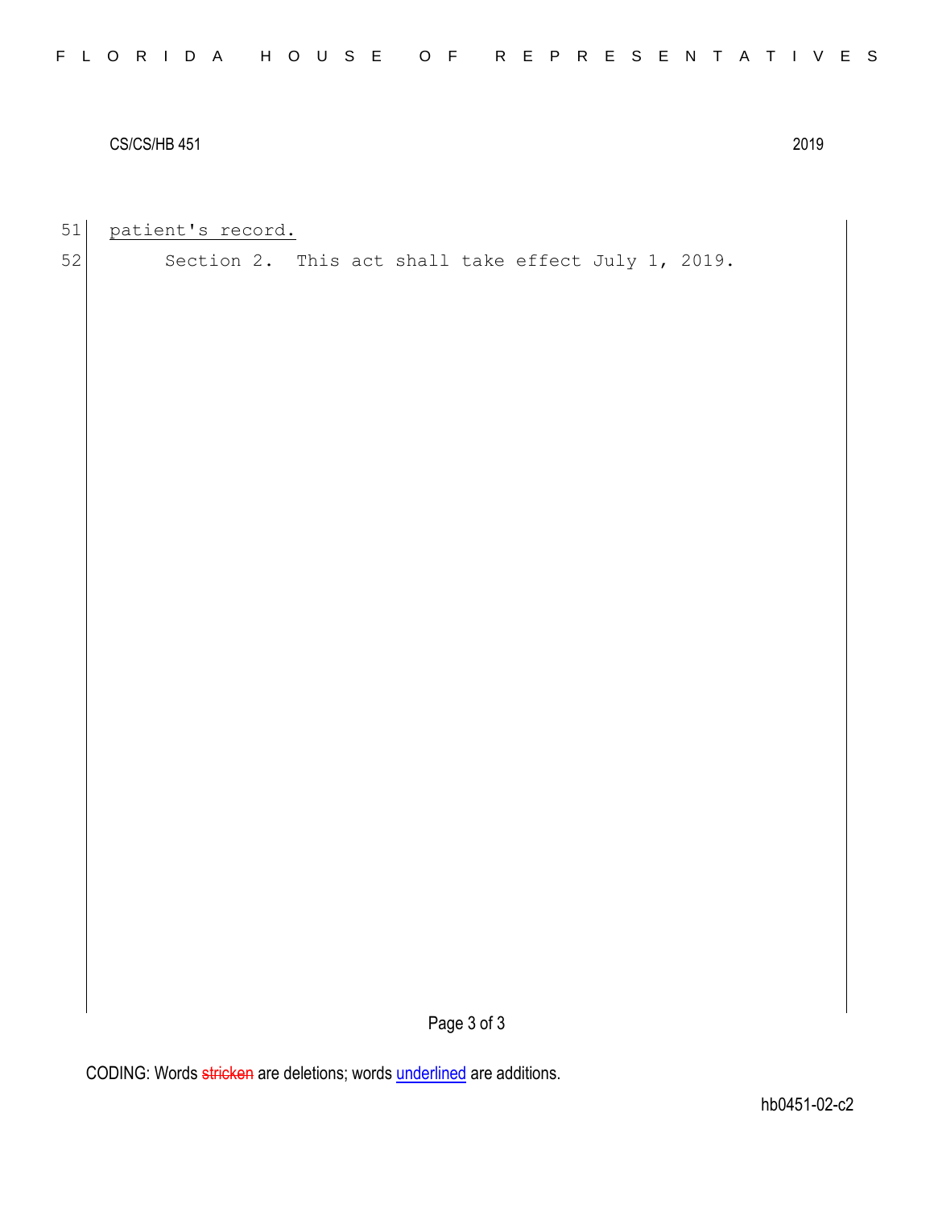51 patient's record.

52 Section 2. This act shall take effect July 1, 2019.

CODING: Words stricken are deletions; words underlined are additions.

hb0451-02-c2